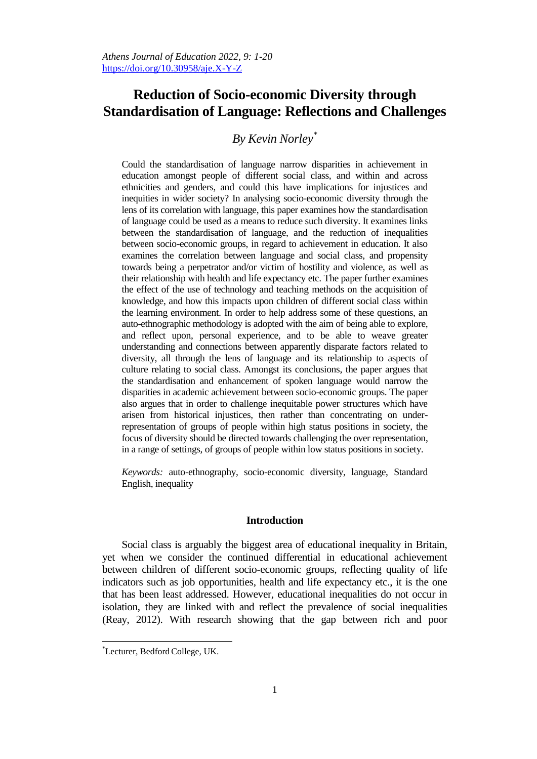*Athens Journal of Education 2022, 9: 1-20*
https://doi.org/10.30958/aje.X-Y-Z

# Reduction of Socio-economic Diversity through Standardisation of Language: Reflections and Challenges

## *By Kevin Norley*[*]

Could the standardisation of language narrow disparities in achievement in education amongst people of different social class, and within and across ethnicities and genders, and could this have implications for injustices and inequities in wider society? In analysing socio-economic diversity through the lens of its correlation with language, this paper examines how the standardisation of language could be used as a means to reduce such diversity. It examines links between the standardisation of language, and the reduction of inequalities between socio-economic groups, in regard to achievement in education. It also examines the correlation between language and social class, and propensity towards being a perpetrator and/or victim of hostility and violence, as well as their relationship with health and life expectancy etc. The paper further examines the effect of the use of technology and teaching methods on the acquisition of knowledge, and how this impacts upon children of different social class within the learning environment. In order to help address some of these questions, an auto-ethnographic methodology is adopted with the aim of being able to explore, and reflect upon, personal experience, and to be able to weave greater understanding and connections between apparently disparate factors related to diversity, all through the lens of language and its relationship to aspects of culture relating to social class. Amongst its conclusions, the paper argues that the standardisation and enhancement of spoken language would narrow the disparities in academic achievement between socio-economic groups. The paper also argues that in order to challenge inequitable power structures which have arisen from historical injustices, then rather than concentrating on under-representation of groups of people within high status positions in society, the focus of diversity should be directed towards challenging the over representation, in a range of settings, of groups of people within low status positions in society.

*Keywords:* auto-ethnography, socio-economic diversity, language, Standard English, inequality

## Introduction

Social class is arguably the biggest area of educational inequality in Britain, yet when we consider the continued differential in educational achievement between children of different socio-economic groups, reflecting quality of life indicators such as job opportunities, health and life expectancy etc., it is the one that has been least addressed. However, educational inequalities do not occur in isolation, they are linked with and reflect the prevalence of social inequalities (Reay, 2012). With research showing that the gap between rich and poor

[*] Lecturer, Bedford College, UK.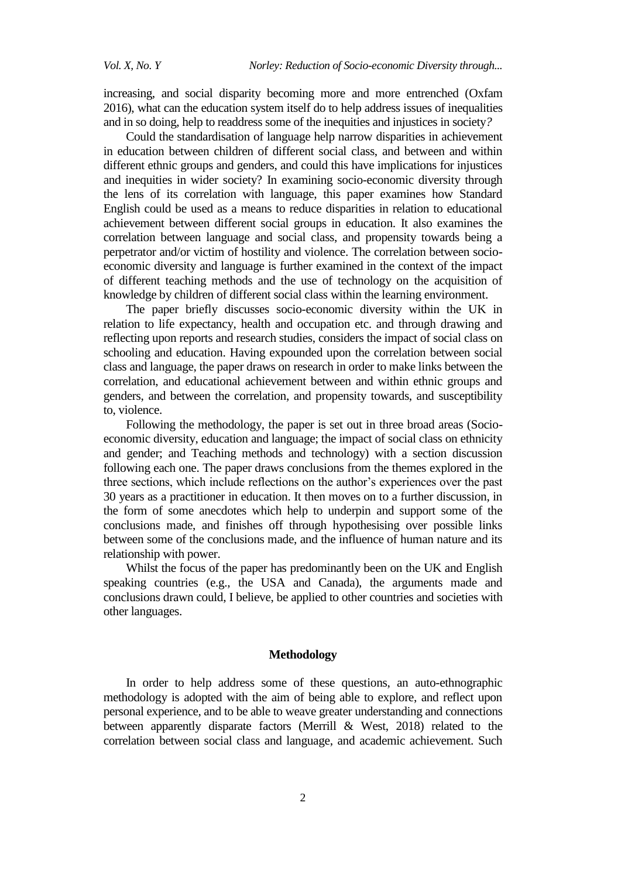increasing, and social disparity becoming more and more entrenched (Oxfam 2016), what can the education system itself do to help address issues of inequalities and in so doing, help to readdress some of the inequities and injustices in society?

Could the standardisation of language help narrow disparities in achievement in education between children of different social class, and between and within different ethnic groups and genders, and could this have implications for injustices and inequities in wider society? In examining socio-economic diversity through the lens of its correlation with language, this paper examines how Standard English could be used as a means to reduce disparities in relation to educational achievement between different social groups in education. It also examines the correlation between language and social class, and propensity towards being a perpetrator and/or victim of hostility and violence. The correlation between socio-economic diversity and language is further examined in the context of the impact of different teaching methods and the use of technology on the acquisition of knowledge by children of different social class within the learning environment.

The paper briefly discusses socio-economic diversity within the UK in relation to life expectancy, health and occupation etc. and through drawing and reflecting upon reports and research studies, considers the impact of social class on schooling and education. Having expounded upon the correlation between social class and language, the paper draws on research in order to make links between the correlation, and educational achievement between and within ethnic groups and genders, and between the correlation, and propensity towards, and susceptibility to, violence.

Following the methodology, the paper is set out in three broad areas (Socio-economic diversity, education and language; the impact of social class on ethnicity and gender; and Teaching methods and technology) with a section discussion following each one. The paper draws conclusions from the themes explored in the three sections, which include reflections on the author's experiences over the past 30 years as a practitioner in education. It then moves on to a further discussion, in the form of some anecdotes which help to underpin and support some of the conclusions made, and finishes off through hypothesising over possible links between some of the conclusions made, and the influence of human nature and its relationship with power.

Whilst the focus of the paper has predominantly been on the UK and English speaking countries (e.g., the USA and Canada), the arguments made and conclusions drawn could, I believe, be applied to other countries and societies with other languages.

## Methodology

In order to help address some of these questions, an auto-ethnographic methodology is adopted with the aim of being able to explore, and reflect upon personal experience, and to be able to weave greater understanding and connections between apparently disparate factors (Merrill & West, 2018) related to the correlation between social class and language, and academic achievement. Such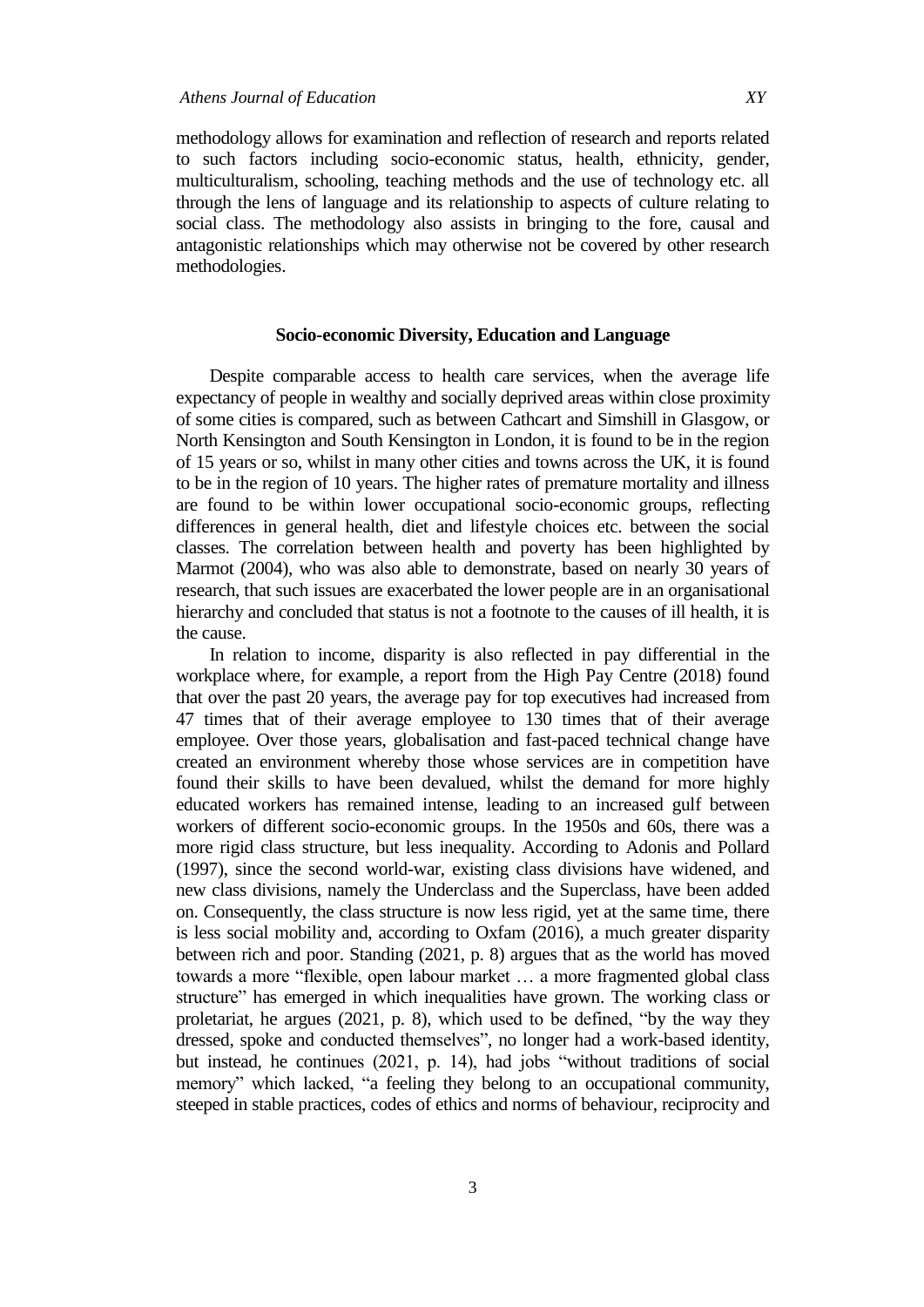methodology allows for examination and reflection of research and reports related to such factors including socio-economic status, health, ethnicity, gender, multiculturalism, schooling, teaching methods and the use of technology etc. all through the lens of language and its relationship to aspects of culture relating to social class. The methodology also assists in bringing to the fore, causal and antagonistic relationships which may otherwise not be covered by other research methodologies.

## Socio-economic Diversity, Education and Language

Despite comparable access to health care services, when the average life expectancy of people in wealthy and socially deprived areas within close proximity of some cities is compared, such as between Cathcart and Simshill in Glasgow, or North Kensington and South Kensington in London, it is found to be in the region of 15 years or so, whilst in many other cities and towns across the UK, it is found to be in the region of 10 years. The higher rates of premature mortality and illness are found to be within lower occupational socio-economic groups, reflecting differences in general health, diet and lifestyle choices etc. between the social classes. The correlation between health and poverty has been highlighted by Marmot (2004), who was also able to demonstrate, based on nearly 30 years of research, that such issues are exacerbated the lower people are in an organisational hierarchy and concluded that status is not a footnote to the causes of ill health, it is the cause.

In relation to income, disparity is also reflected in pay differential in the workplace where, for example, a report from the High Pay Centre (2018) found that over the past 20 years, the average pay for top executives had increased from 47 times that of their average employee to 130 times that of their average employee. Over those years, globalisation and fast-paced technical change have created an environment whereby those whose services are in competition have found their skills to have been devalued, whilst the demand for more highly educated workers has remained intense, leading to an increased gulf between workers of different socio-economic groups. In the 1950s and 60s, there was a more rigid class structure, but less inequality. According to Adonis and Pollard (1997), since the second world-war, existing class divisions have widened, and new class divisions, namely the Underclass and the Superclass, have been added on. Consequently, the class structure is now less rigid, yet at the same time, there is less social mobility and, according to Oxfam (2016), a much greater disparity between rich and poor. Standing (2021, p. 8) argues that as the world has moved towards a more "flexible, open labour market … a more fragmented global class structure" has emerged in which inequalities have grown. The working class or proletariat, he argues (2021, p. 8), which used to be defined, "by the way they dressed, spoke and conducted themselves", no longer had a work-based identity, but instead, he continues (2021, p. 14), had jobs "without traditions of social memory" which lacked, "a feeling they belong to an occupational community, steeped in stable practices, codes of ethics and norms of behaviour, reciprocity and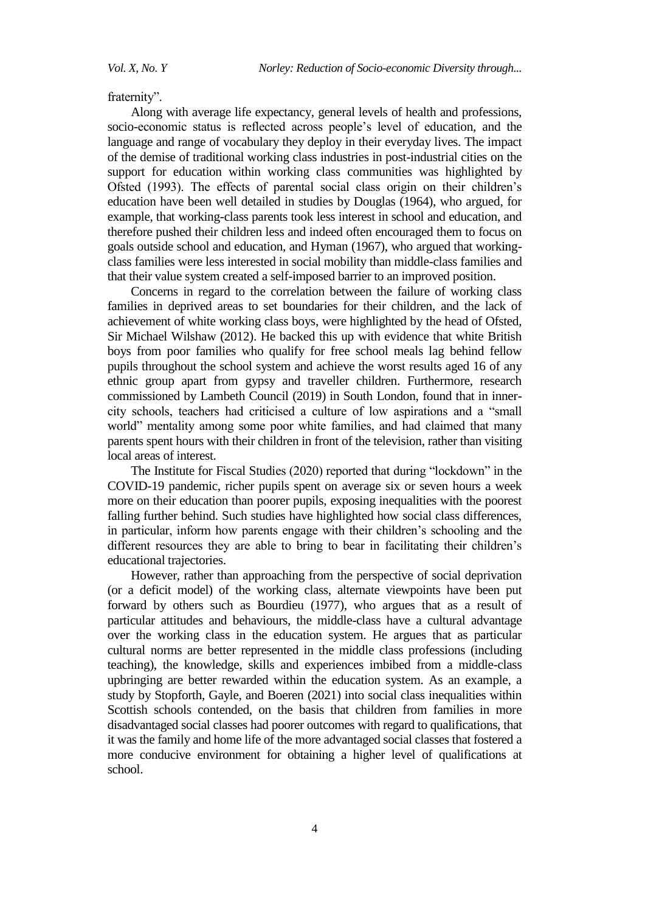fraternity".

Along with average life expectancy, general levels of health and professions, socio-economic status is reflected across people's level of education, and the language and range of vocabulary they deploy in their everyday lives. The impact of the demise of traditional working class industries in post-industrial cities on the support for education within working class communities was highlighted by Ofsted (1993). The effects of parental social class origin on their children's education have been well detailed in studies by Douglas (1964), who argued, for example, that working-class parents took less interest in school and education, and therefore pushed their children less and indeed often encouraged them to focus on goals outside school and education, and Hyman (1967), who argued that working-class families were less interested in social mobility than middle-class families and that their value system created a self-imposed barrier to an improved position.

Concerns in regard to the correlation between the failure of working class families in deprived areas to set boundaries for their children, and the lack of achievement of white working class boys, were highlighted by the head of Ofsted, Sir Michael Wilshaw (2012). He backed this up with evidence that white British boys from poor families who qualify for free school meals lag behind fellow pupils throughout the school system and achieve the worst results aged 16 of any ethnic group apart from gypsy and traveller children. Furthermore, research commissioned by Lambeth Council (2019) in South London, found that in inner-city schools, teachers had criticised a culture of low aspirations and a "small world" mentality among some poor white families, and had claimed that many parents spent hours with their children in front of the television, rather than visiting local areas of interest.

The Institute for Fiscal Studies (2020) reported that during "lockdown" in the COVID-19 pandemic, richer pupils spent on average six or seven hours a week more on their education than poorer pupils, exposing inequalities with the poorest falling further behind. Such studies have highlighted how social class differences, in particular, inform how parents engage with their children's schooling and the different resources they are able to bring to bear in facilitating their children's educational trajectories.

However, rather than approaching from the perspective of social deprivation (or a deficit model) of the working class, alternate viewpoints have been put forward by others such as Bourdieu (1977), who argues that as a result of particular attitudes and behaviours, the middle-class have a cultural advantage over the working class in the education system. He argues that as particular cultural norms are better represented in the middle class professions (including teaching), the knowledge, skills and experiences imbibed from a middle-class upbringing are better rewarded within the education system. As an example, a study by Stopforth, Gayle, and Boeren (2021) into social class inequalities within Scottish schools contended, on the basis that children from families in more disadvantaged social classes had poorer outcomes with regard to qualifications, that it was the family and home life of the more advantaged social classes that fostered a more conducive environment for obtaining a higher level of qualifications at school.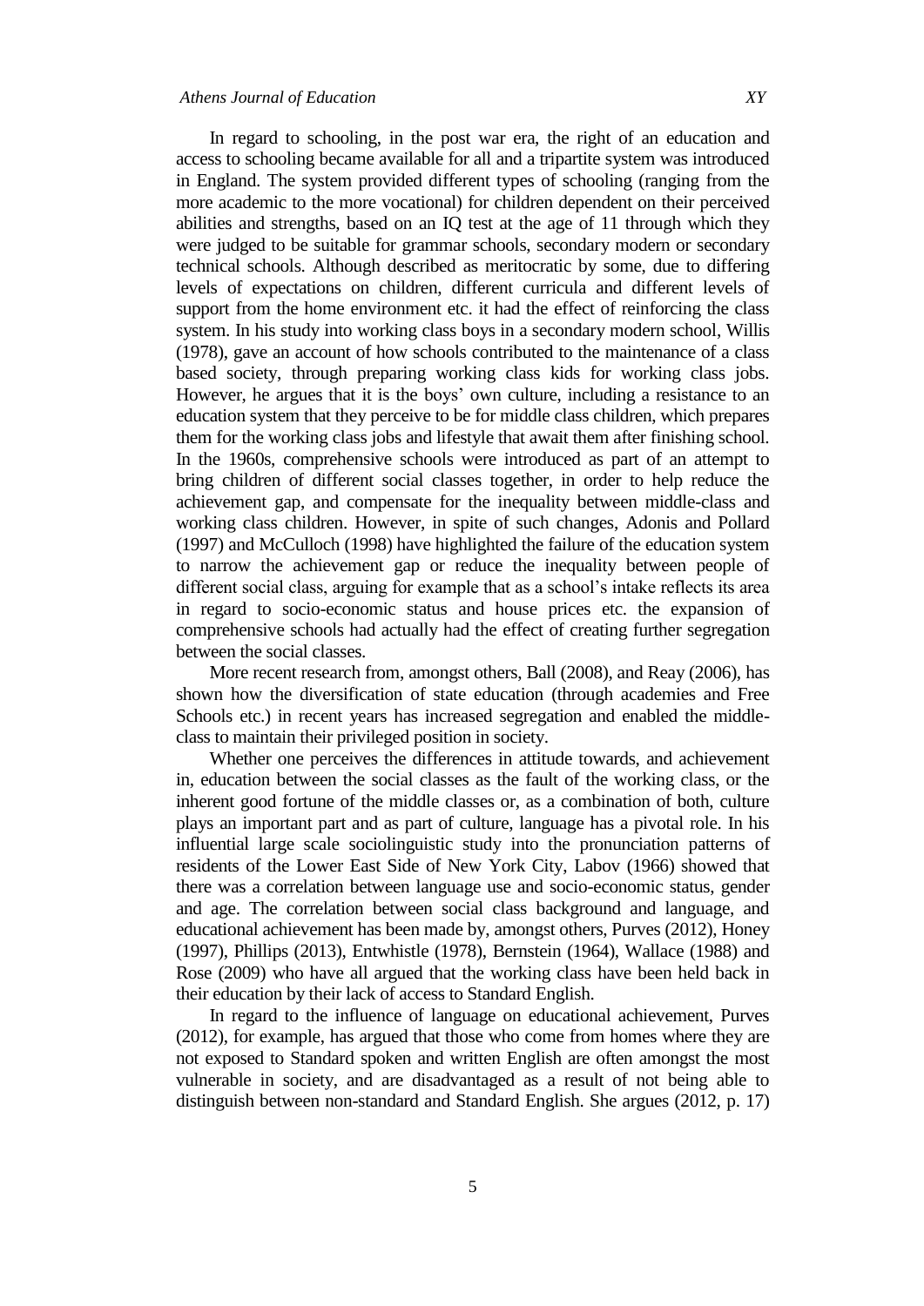In regard to schooling, in the post war era, the right of an education and access to schooling became available for all and a tripartite system was introduced in England. The system provided different types of schooling (ranging from the more academic to the more vocational) for children dependent on their perceived abilities and strengths, based on an IQ test at the age of 11 through which they were judged to be suitable for grammar schools, secondary modern or secondary technical schools. Although described as meritocratic by some, due to differing levels of expectations on children, different curricula and different levels of support from the home environment etc. it had the effect of reinforcing the class system. In his study into working class boys in a secondary modern school, Willis (1978), gave an account of how schools contributed to the maintenance of a class based society, through preparing working class kids for working class jobs. However, he argues that it is the boys' own culture, including a resistance to an education system that they perceive to be for middle class children, which prepares them for the working class jobs and lifestyle that await them after finishing school. In the 1960s, comprehensive schools were introduced as part of an attempt to bring children of different social classes together, in order to help reduce the achievement gap, and compensate for the inequality between middle-class and working class children. However, in spite of such changes, Adonis and Pollard (1997) and McCulloch (1998) have highlighted the failure of the education system to narrow the achievement gap or reduce the inequality between people of different social class, arguing for example that as a school's intake reflects its area in regard to socio-economic status and house prices etc. the expansion of comprehensive schools had actually had the effect of creating further segregation between the social classes.

More recent research from, amongst others, Ball (2008), and Reay (2006), has shown how the diversification of state education (through academies and Free Schools etc.) in recent years has increased segregation and enabled the middle-class to maintain their privileged position in society.

Whether one perceives the differences in attitude towards, and achievement in, education between the social classes as the fault of the working class, or the inherent good fortune of the middle classes or, as a combination of both, culture plays an important part and as part of culture, language has a pivotal role. In his influential large scale sociolinguistic study into the pronunciation patterns of residents of the Lower East Side of New York City, Labov (1966) showed that there was a correlation between language use and socio-economic status, gender and age. The correlation between social class background and language, and educational achievement has been made by, amongst others, Purves (2012), Honey (1997), Phillips (2013), Entwhistle (1978), Bernstein (1964), Wallace (1988) and Rose (2009) who have all argued that the working class have been held back in their education by their lack of access to Standard English.

In regard to the influence of language on educational achievement, Purves (2012), for example, has argued that those who come from homes where they are not exposed to Standard spoken and written English are often amongst the most vulnerable in society, and are disadvantaged as a result of not being able to distinguish between non-standard and Standard English. She argues (2012, p. 17)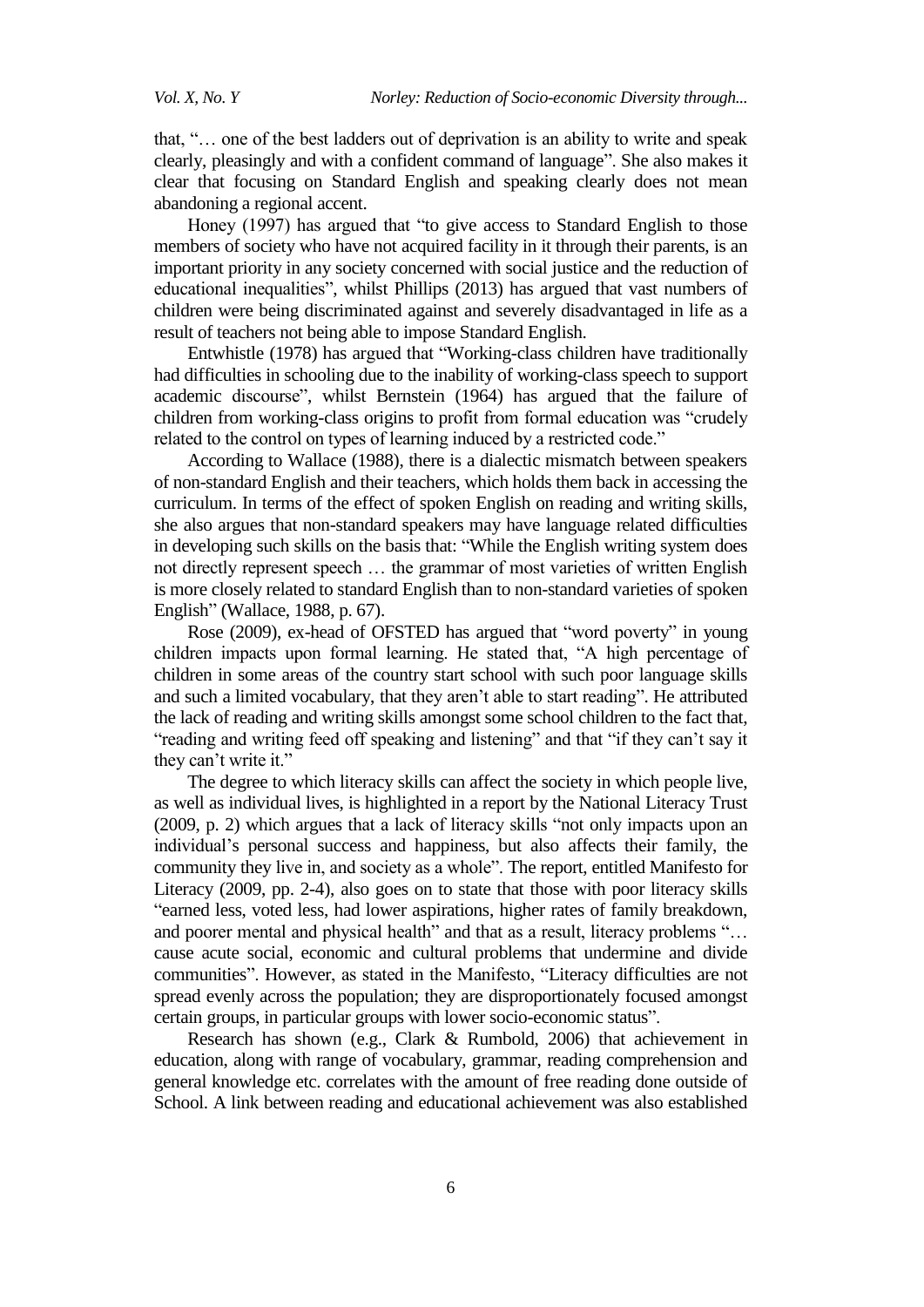that, "… one of the best ladders out of deprivation is an ability to write and speak clearly, pleasingly and with a confident command of language". She also makes it clear that focusing on Standard English and speaking clearly does not mean abandoning a regional accent.

Honey (1997) has argued that "to give access to Standard English to those members of society who have not acquired facility in it through their parents, is an important priority in any society concerned with social justice and the reduction of educational inequalities", whilst Phillips (2013) has argued that vast numbers of children were being discriminated against and severely disadvantaged in life as a result of teachers not being able to impose Standard English.

Entwhistle (1978) has argued that "Working-class children have traditionally had difficulties in schooling due to the inability of working-class speech to support academic discourse", whilst Bernstein (1964) has argued that the failure of children from working-class origins to profit from formal education was "crudely related to the control on types of learning induced by a restricted code."

According to Wallace (1988), there is a dialectic mismatch between speakers of non-standard English and their teachers, which holds them back in accessing the curriculum. In terms of the effect of spoken English on reading and writing skills, she also argues that non-standard speakers may have language related difficulties in developing such skills on the basis that: "While the English writing system does not directly represent speech … the grammar of most varieties of written English is more closely related to standard English than to non-standard varieties of spoken English" (Wallace, 1988, p. 67).

Rose (2009), ex-head of OFSTED has argued that "word poverty" in young children impacts upon formal learning. He stated that, "A high percentage of children in some areas of the country start school with such poor language skills and such a limited vocabulary, that they aren't able to start reading". He attributed the lack of reading and writing skills amongst some school children to the fact that, "reading and writing feed off speaking and listening" and that "if they can't say it they can't write it."

The degree to which literacy skills can affect the society in which people live, as well as individual lives, is highlighted in a report by the National Literacy Trust (2009, p. 2) which argues that a lack of literacy skills "not only impacts upon an individual's personal success and happiness, but also affects their family, the community they live in, and society as a whole". The report, entitled Manifesto for Literacy (2009, pp. 2-4), also goes on to state that those with poor literacy skills "earned less, voted less, had lower aspirations, higher rates of family breakdown, and poorer mental and physical health" and that as a result, literacy problems "… cause acute social, economic and cultural problems that undermine and divide communities". However, as stated in the Manifesto, "Literacy difficulties are not spread evenly across the population; they are disproportionately focused amongst certain groups, in particular groups with lower socio-economic status".

Research has shown (e.g., Clark & Rumbold, 2006) that achievement in education, along with range of vocabulary, grammar, reading comprehension and general knowledge etc. correlates with the amount of free reading done outside of School. A link between reading and educational achievement was also established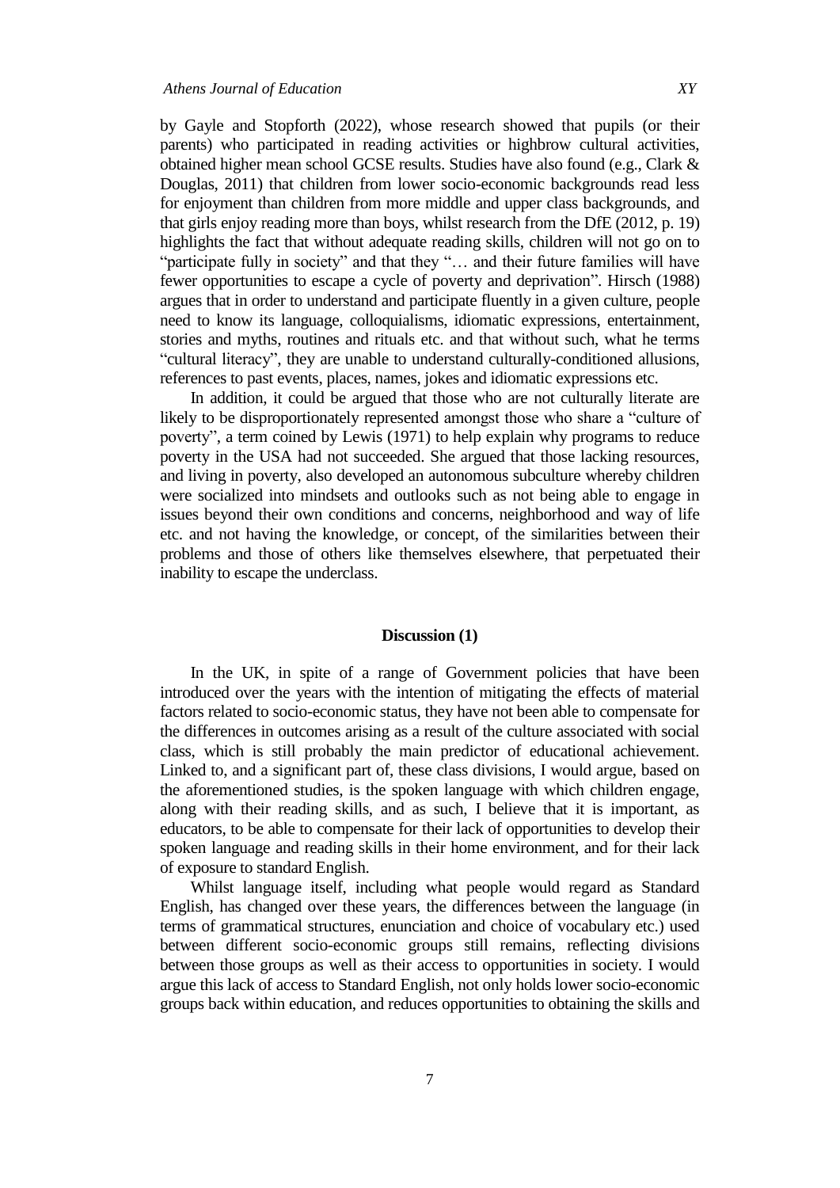by Gayle and Stopforth (2022), whose research showed that pupils (or their parents) who participated in reading activities or highbrow cultural activities, obtained higher mean school GCSE results. Studies have also found (e.g., Clark & Douglas, 2011) that children from lower socio-economic backgrounds read less for enjoyment than children from more middle and upper class backgrounds, and that girls enjoy reading more than boys, whilst research from the DfE (2012, p. 19) highlights the fact that without adequate reading skills, children will not go on to "participate fully in society" and that they "… and their future families will have fewer opportunities to escape a cycle of poverty and deprivation". Hirsch (1988) argues that in order to understand and participate fluently in a given culture, people need to know its language, colloquialisms, idiomatic expressions, entertainment, stories and myths, routines and rituals etc. and that without such, what he terms "cultural literacy", they are unable to understand culturally-conditioned allusions, references to past events, places, names, jokes and idiomatic expressions etc.

In addition, it could be argued that those who are not culturally literate are likely to be disproportionately represented amongst those who share a "culture of poverty", a term coined by Lewis (1971) to help explain why programs to reduce poverty in the USA had not succeeded. She argued that those lacking resources, and living in poverty, also developed an autonomous subculture whereby children were socialized into mindsets and outlooks such as not being able to engage in issues beyond their own conditions and concerns, neighborhood and way of life etc. and not having the knowledge, or concept, of the similarities between their problems and those of others like themselves elsewhere, that perpetuated their inability to escape the underclass.

## Discussion (1)

In the UK, in spite of a range of Government policies that have been introduced over the years with the intention of mitigating the effects of material factors related to socio-economic status, they have not been able to compensate for the differences in outcomes arising as a result of the culture associated with social class, which is still probably the main predictor of educational achievement. Linked to, and a significant part of, these class divisions, I would argue, based on the aforementioned studies, is the spoken language with which children engage, along with their reading skills, and as such, I believe that it is important, as educators, to be able to compensate for their lack of opportunities to develop their spoken language and reading skills in their home environment, and for their lack of exposure to standard English.

Whilst language itself, including what people would regard as Standard English, has changed over these years, the differences between the language (in terms of grammatical structures, enunciation and choice of vocabulary etc.) used between different socio-economic groups still remains, reflecting divisions between those groups as well as their access to opportunities in society. I would argue this lack of access to Standard English, not only holds lower socio-economic groups back within education, and reduces opportunities to obtaining the skills and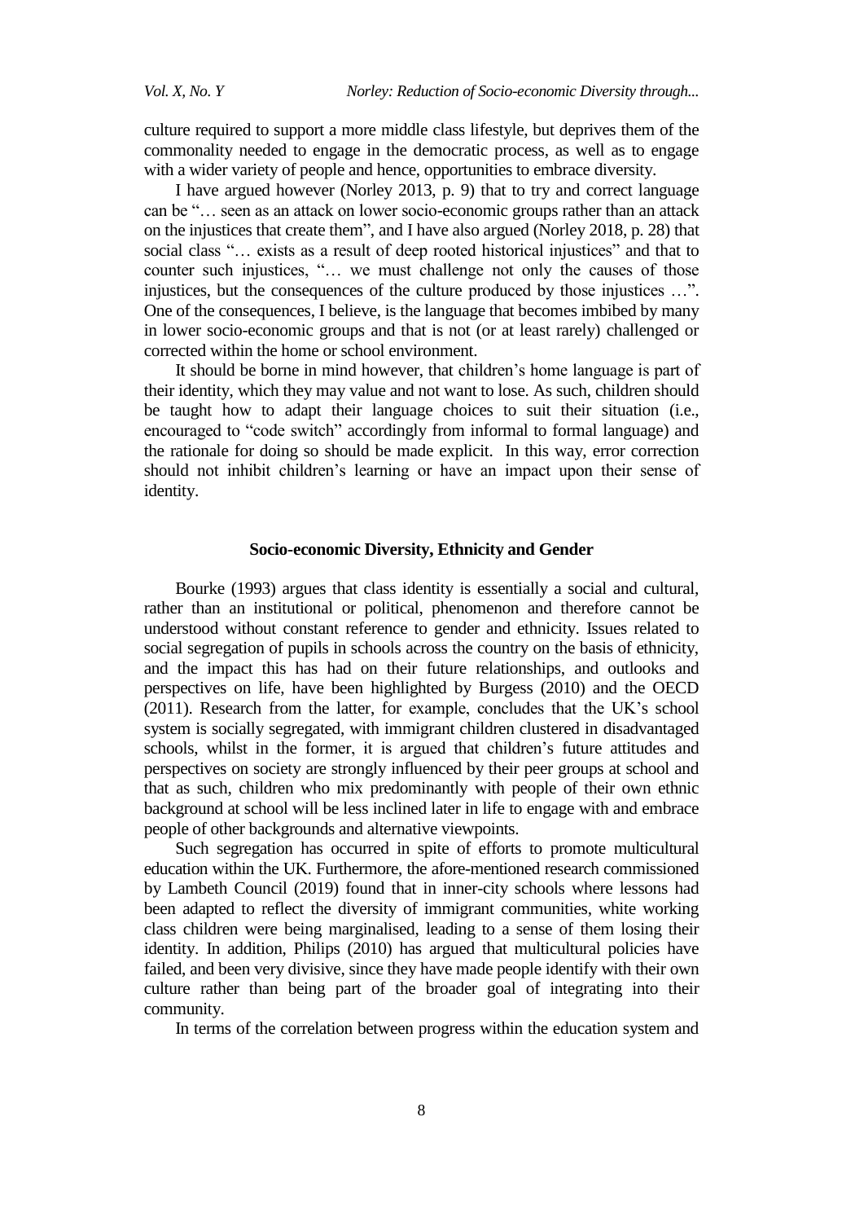culture required to support a more middle class lifestyle, but deprives them of the commonality needed to engage in the democratic process, as well as to engage with a wider variety of people and hence, opportunities to embrace diversity.

I have argued however (Norley 2013, p. 9) that to try and correct language can be "… seen as an attack on lower socio-economic groups rather than an attack on the injustices that create them", and I have also argued (Norley 2018, p. 28) that social class "… exists as a result of deep rooted historical injustices" and that to counter such injustices, "… we must challenge not only the causes of those injustices, but the consequences of the culture produced by those injustices …". One of the consequences, I believe, is the language that becomes imbibed by many in lower socio-economic groups and that is not (or at least rarely) challenged or corrected within the home or school environment.

It should be borne in mind however, that children's home language is part of their identity, which they may value and not want to lose. As such, children should be taught how to adapt their language choices to suit their situation (i.e., encouraged to "code switch" accordingly from informal to formal language) and the rationale for doing so should be made explicit. In this way, error correction should not inhibit children's learning or have an impact upon their sense of identity.

## Socio-economic Diversity, Ethnicity and Gender

Bourke (1993) argues that class identity is essentially a social and cultural, rather than an institutional or political, phenomenon and therefore cannot be understood without constant reference to gender and ethnicity. Issues related to social segregation of pupils in schools across the country on the basis of ethnicity, and the impact this has had on their future relationships, and outlooks and perspectives on life, have been highlighted by Burgess (2010) and the OECD (2011). Research from the latter, for example, concludes that the UK's school system is socially segregated, with immigrant children clustered in disadvantaged schools, whilst in the former, it is argued that children's future attitudes and perspectives on society are strongly influenced by their peer groups at school and that as such, children who mix predominantly with people of their own ethnic background at school will be less inclined later in life to engage with and embrace people of other backgrounds and alternative viewpoints.

Such segregation has occurred in spite of efforts to promote multicultural education within the UK. Furthermore, the afore-mentioned research commissioned by Lambeth Council (2019) found that in inner-city schools where lessons had been adapted to reflect the diversity of immigrant communities, white working class children were being marginalised, leading to a sense of them losing their identity. In addition, Philips (2010) has argued that multicultural policies have failed, and been very divisive, since they have made people identify with their own culture rather than being part of the broader goal of integrating into their community.

In terms of the correlation between progress within the education system and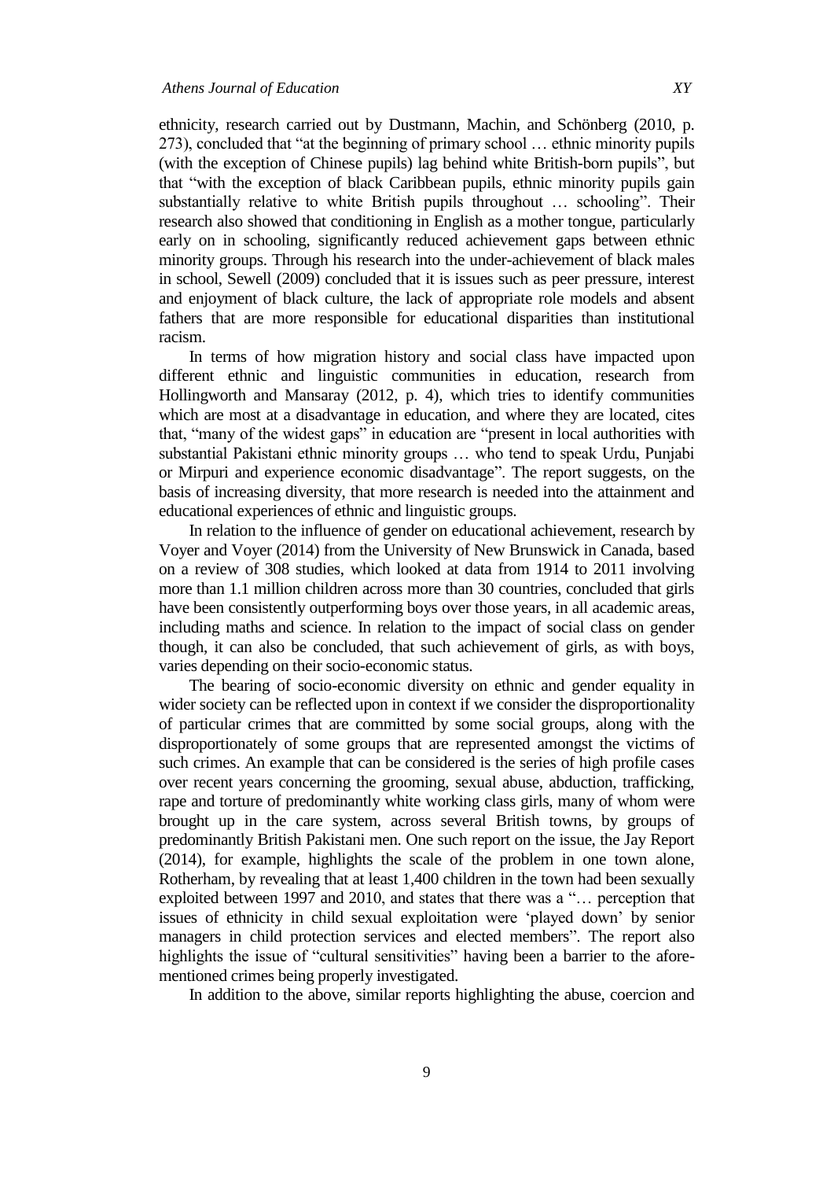ethnicity, research carried out by Dustmann, Machin, and Schönberg (2010, p. 273), concluded that "at the beginning of primary school … ethnic minority pupils (with the exception of Chinese pupils) lag behind white British-born pupils", but that "with the exception of black Caribbean pupils, ethnic minority pupils gain substantially relative to white British pupils throughout … schooling". Their research also showed that conditioning in English as a mother tongue, particularly early on in schooling, significantly reduced achievement gaps between ethnic minority groups. Through his research into the under-achievement of black males in school, Sewell (2009) concluded that it is issues such as peer pressure, interest and enjoyment of black culture, the lack of appropriate role models and absent fathers that are more responsible for educational disparities than institutional racism.

In terms of how migration history and social class have impacted upon different ethnic and linguistic communities in education, research from Hollingworth and Mansaray (2012, p. 4), which tries to identify communities which are most at a disadvantage in education, and where they are located, cites that, "many of the widest gaps" in education are "present in local authorities with substantial Pakistani ethnic minority groups … who tend to speak Urdu, Punjabi or Mirpuri and experience economic disadvantage". The report suggests, on the basis of increasing diversity, that more research is needed into the attainment and educational experiences of ethnic and linguistic groups.

In relation to the influence of gender on educational achievement, research by Voyer and Voyer (2014) from the University of New Brunswick in Canada, based on a review of 308 studies, which looked at data from 1914 to 2011 involving more than 1.1 million children across more than 30 countries, concluded that girls have been consistently outperforming boys over those years, in all academic areas, including maths and science. In relation to the impact of social class on gender though, it can also be concluded, that such achievement of girls, as with boys, varies depending on their socio-economic status.

The bearing of socio-economic diversity on ethnic and gender equality in wider society can be reflected upon in context if we consider the disproportionality of particular crimes that are committed by some social groups, along with the disproportionately of some groups that are represented amongst the victims of such crimes. An example that can be considered is the series of high profile cases over recent years concerning the grooming, sexual abuse, abduction, trafficking, rape and torture of predominantly white working class girls, many of whom were brought up in the care system, across several British towns, by groups of predominantly British Pakistani men. One such report on the issue, the Jay Report (2014), for example, highlights the scale of the problem in one town alone, Rotherham, by revealing that at least 1,400 children in the town had been sexually exploited between 1997 and 2010, and states that there was a "… perception that issues of ethnicity in child sexual exploitation were 'played down' by senior managers in child protection services and elected members". The report also highlights the issue of "cultural sensitivities" having been a barrier to the afore-mentioned crimes being properly investigated.

In addition to the above, similar reports highlighting the abuse, coercion and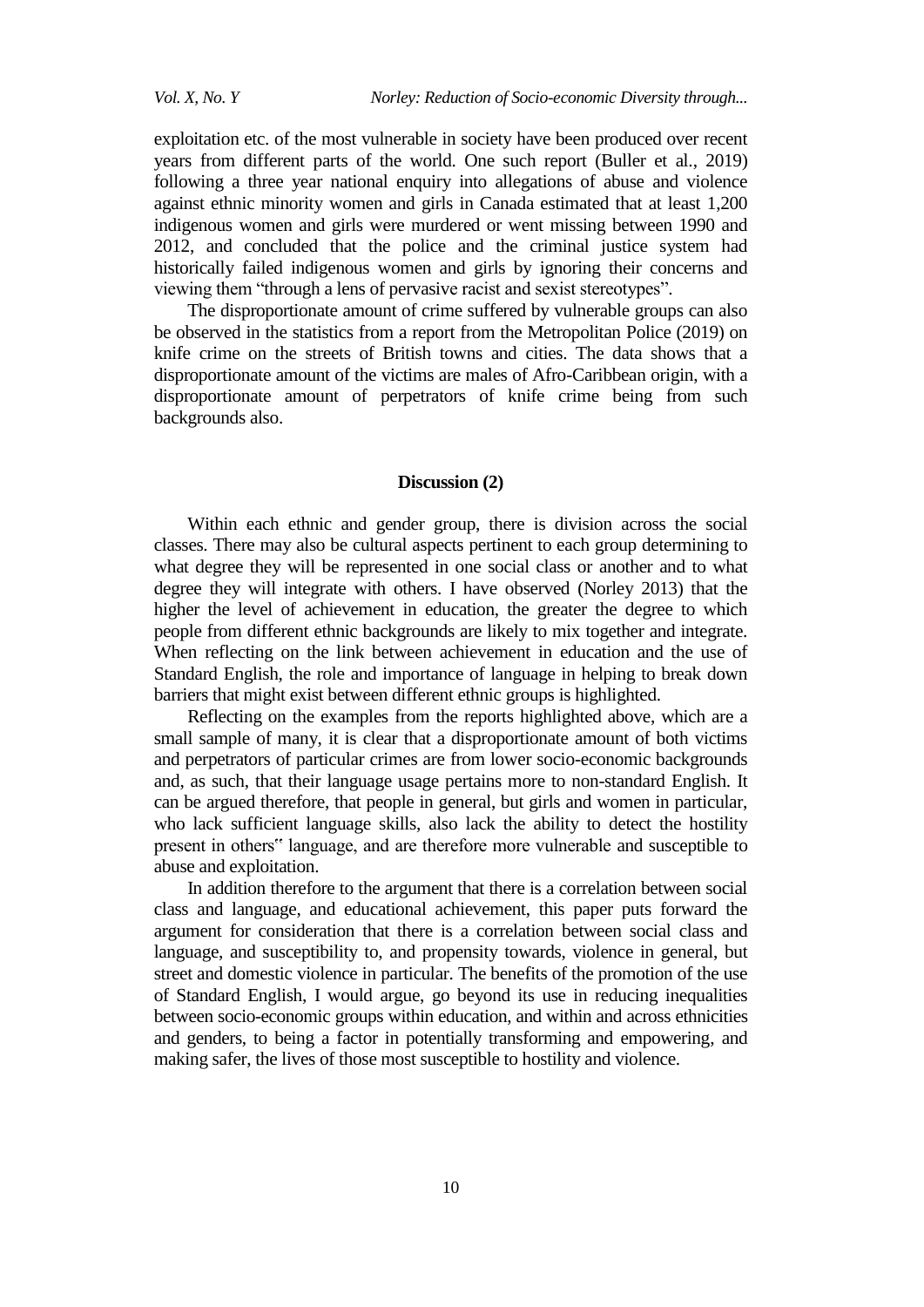exploitation etc. of the most vulnerable in society have been produced over recent years from different parts of the world. One such report (Buller et al., 2019) following a three year national enquiry into allegations of abuse and violence against ethnic minority women and girls in Canada estimated that at least 1,200 indigenous women and girls were murdered or went missing between 1990 and 2012, and concluded that the police and the criminal justice system had historically failed indigenous women and girls by ignoring their concerns and viewing them "through a lens of pervasive racist and sexist stereotypes".

The disproportionate amount of crime suffered by vulnerable groups can also be observed in the statistics from a report from the Metropolitan Police (2019) on knife crime on the streets of British towns and cities. The data shows that a disproportionate amount of the victims are males of Afro-Caribbean origin, with a disproportionate amount of perpetrators of knife crime being from such backgrounds also.

## Discussion (2)

Within each ethnic and gender group, there is division across the social classes. There may also be cultural aspects pertinent to each group determining to what degree they will be represented in one social class or another and to what degree they will integrate with others. I have observed (Norley 2013) that the higher the level of achievement in education, the greater the degree to which people from different ethnic backgrounds are likely to mix together and integrate. When reflecting on the link between achievement in education and the use of Standard English, the role and importance of language in helping to break down barriers that might exist between different ethnic groups is highlighted.

Reflecting on the examples from the reports highlighted above, which are a small sample of many, it is clear that a disproportionate amount of both victims and perpetrators of particular crimes are from lower socio-economic backgrounds and, as such, that their language usage pertains more to non-standard English. It can be argued therefore, that people in general, but girls and women in particular, who lack sufficient language skills, also lack the ability to detect the hostility present in others" language, and are therefore more vulnerable and susceptible to abuse and exploitation.

In addition therefore to the argument that there is a correlation between social class and language, and educational achievement, this paper puts forward the argument for consideration that there is a correlation between social class and language, and susceptibility to, and propensity towards, violence in general, but street and domestic violence in particular. The benefits of the promotion of the use of Standard English, I would argue, go beyond its use in reducing inequalities between socio-economic groups within education, and within and across ethnicities and genders, to being a factor in potentially transforming and empowering, and making safer, the lives of those most susceptible to hostility and violence.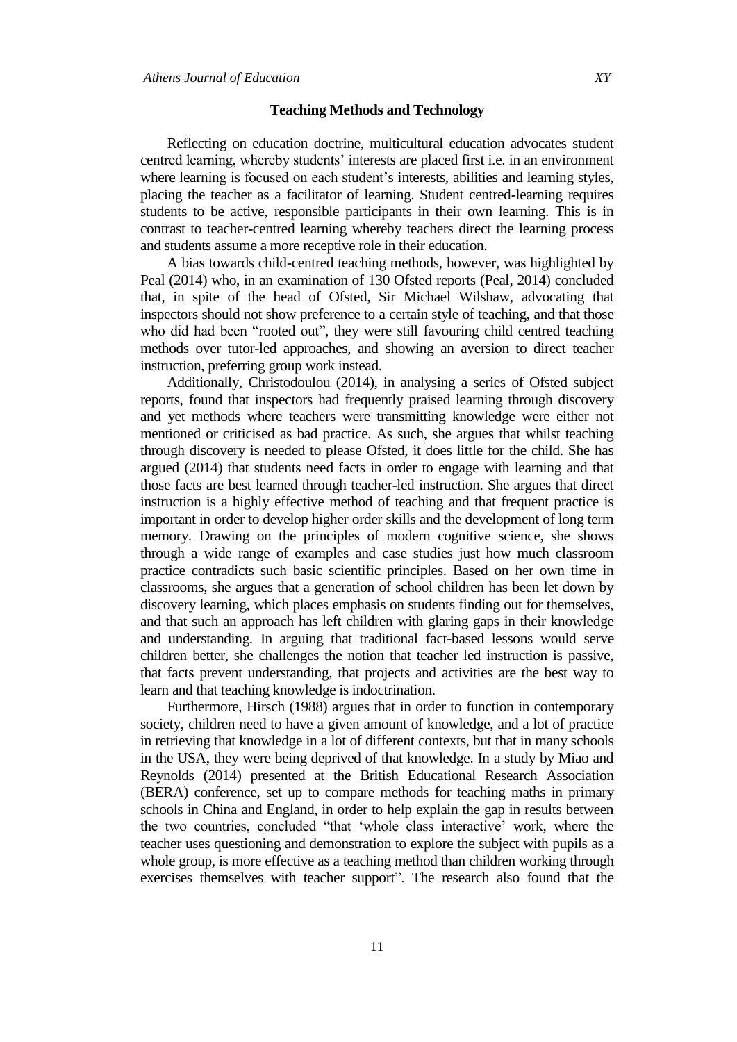## Teaching Methods and Technology

Reflecting on education doctrine, multicultural education advocates student centred learning, whereby students' interests are placed first i.e. in an environment where learning is focused on each student's interests, abilities and learning styles, placing the teacher as a facilitator of learning. Student centred-learning requires students to be active, responsible participants in their own learning. This is in contrast to teacher-centred learning whereby teachers direct the learning process and students assume a more receptive role in their education.

A bias towards child-centred teaching methods, however, was highlighted by Peal (2014) who, in an examination of 130 Ofsted reports (Peal, 2014) concluded that, in spite of the head of Ofsted, Sir Michael Wilshaw, advocating that inspectors should not show preference to a certain style of teaching, and that those who did had been "rooted out", they were still favouring child centred teaching methods over tutor-led approaches, and showing an aversion to direct teacher instruction, preferring group work instead.

Additionally, Christodoulou (2014), in analysing a series of Ofsted subject reports, found that inspectors had frequently praised learning through discovery and yet methods where teachers were transmitting knowledge were either not mentioned or criticised as bad practice. As such, she argues that whilst teaching through discovery is needed to please Ofsted, it does little for the child. She has argued (2014) that students need facts in order to engage with learning and that those facts are best learned through teacher-led instruction. She argues that direct instruction is a highly effective method of teaching and that frequent practice is important in order to develop higher order skills and the development of long term memory. Drawing on the principles of modern cognitive science, she shows through a wide range of examples and case studies just how much classroom practice contradicts such basic scientific principles. Based on her own time in classrooms, she argues that a generation of school children has been let down by discovery learning, which places emphasis on students finding out for themselves, and that such an approach has left children with glaring gaps in their knowledge and understanding. In arguing that traditional fact-based lessons would serve children better, she challenges the notion that teacher led instruction is passive, that facts prevent understanding, that projects and activities are the best way to learn and that teaching knowledge is indoctrination.

Furthermore, Hirsch (1988) argues that in order to function in contemporary society, children need to have a given amount of knowledge, and a lot of practice in retrieving that knowledge in a lot of different contexts, but that in many schools in the USA, they were being deprived of that knowledge. In a study by Miao and Reynolds (2014) presented at the British Educational Research Association (BERA) conference, set up to compare methods for teaching maths in primary schools in China and England, in order to help explain the gap in results between the two countries, concluded "that 'whole class interactive' work, where the teacher uses questioning and demonstration to explore the subject with pupils as a whole group, is more effective as a teaching method than children working through exercises themselves with teacher support". The research also found that the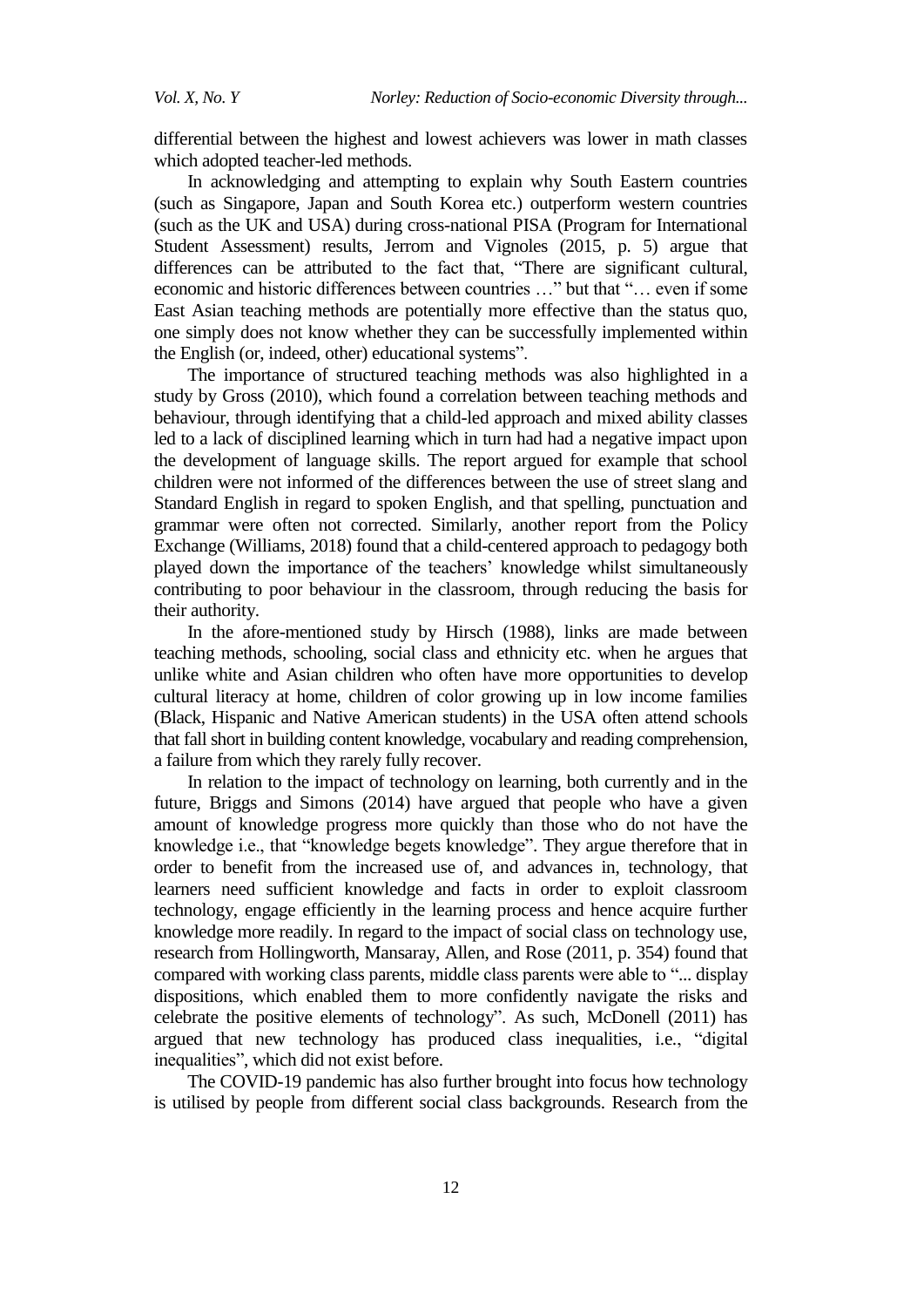differential between the highest and lowest achievers was lower in math classes which adopted teacher-led methods.

In acknowledging and attempting to explain why South Eastern countries (such as Singapore, Japan and South Korea etc.) outperform western countries (such as the UK and USA) during cross-national PISA (Program for International Student Assessment) results, Jerrom and Vignoles (2015, p. 5) argue that differences can be attributed to the fact that, "There are significant cultural, economic and historic differences between countries …" but that "… even if some East Asian teaching methods are potentially more effective than the status quo, one simply does not know whether they can be successfully implemented within the English (or, indeed, other) educational systems".

The importance of structured teaching methods was also highlighted in a study by Gross (2010), which found a correlation between teaching methods and behaviour, through identifying that a child-led approach and mixed ability classes led to a lack of disciplined learning which in turn had had a negative impact upon the development of language skills. The report argued for example that school children were not informed of the differences between the use of street slang and Standard English in regard to spoken English, and that spelling, punctuation and grammar were often not corrected. Similarly, another report from the Policy Exchange (Williams, 2018) found that a child-centered approach to pedagogy both played down the importance of the teachers' knowledge whilst simultaneously contributing to poor behaviour in the classroom, through reducing the basis for their authority.

In the afore-mentioned study by Hirsch (1988), links are made between teaching methods, schooling, social class and ethnicity etc. when he argues that unlike white and Asian children who often have more opportunities to develop cultural literacy at home, children of color growing up in low income families (Black, Hispanic and Native American students) in the USA often attend schools that fall short in building content knowledge, vocabulary and reading comprehension, a failure from which they rarely fully recover.

In relation to the impact of technology on learning, both currently and in the future, Briggs and Simons (2014) have argued that people who have a given amount of knowledge progress more quickly than those who do not have the knowledge i.e., that "knowledge begets knowledge". They argue therefore that in order to benefit from the increased use of, and advances in, technology, that learners need sufficient knowledge and facts in order to exploit classroom technology, engage efficiently in the learning process and hence acquire further knowledge more readily. In regard to the impact of social class on technology use, research from Hollingworth, Mansaray, Allen, and Rose (2011, p. 354) found that compared with working class parents, middle class parents were able to "... display dispositions, which enabled them to more confidently navigate the risks and celebrate the positive elements of technology". As such, McDonell (2011) has argued that new technology has produced class inequalities, i.e., "digital inequalities", which did not exist before.

The COVID-19 pandemic has also further brought into focus how technology is utilised by people from different social class backgrounds. Research from the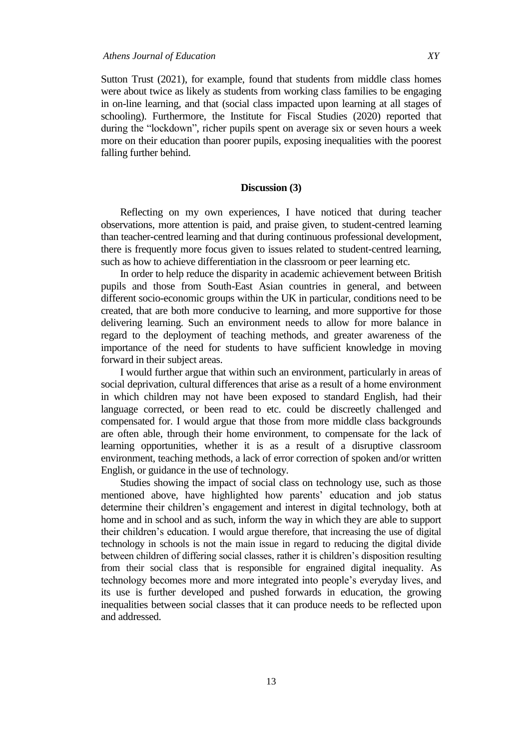Sutton Trust (2021), for example, found that students from middle class homes were about twice as likely as students from working class families to be engaging in on-line learning, and that (social class impacted upon learning at all stages of schooling). Furthermore, the Institute for Fiscal Studies (2020) reported that during the "lockdown", richer pupils spent on average six or seven hours a week more on their education than poorer pupils, exposing inequalities with the poorest falling further behind.

## Discussion (3)

Reflecting on my own experiences, I have noticed that during teacher observations, more attention is paid, and praise given, to student-centred learning than teacher-centred learning and that during continuous professional development, there is frequently more focus given to issues related to student-centred learning, such as how to achieve differentiation in the classroom or peer learning etc.

In order to help reduce the disparity in academic achievement between British pupils and those from South-East Asian countries in general, and between different socio-economic groups within the UK in particular, conditions need to be created, that are both more conducive to learning, and more supportive for those delivering learning. Such an environment needs to allow for more balance in regard to the deployment of teaching methods, and greater awareness of the importance of the need for students to have sufficient knowledge in moving forward in their subject areas.

I would further argue that within such an environment, particularly in areas of social deprivation, cultural differences that arise as a result of a home environment in which children may not have been exposed to standard English, had their language corrected, or been read to etc. could be discreetly challenged and compensated for. I would argue that those from more middle class backgrounds are often able, through their home environment, to compensate for the lack of learning opportunities, whether it is as a result of a disruptive classroom environment, teaching methods, a lack of error correction of spoken and/or written English, or guidance in the use of technology.

Studies showing the impact of social class on technology use, such as those mentioned above, have highlighted how parents' education and job status determine their children's engagement and interest in digital technology, both at home and in school and as such, inform the way in which they are able to support their children's education. I would argue therefore, that increasing the use of digital technology in schools is not the main issue in regard to reducing the digital divide between children of differing social classes, rather it is children's disposition resulting from their social class that is responsible for engrained digital inequality. As technology becomes more and more integrated into people's everyday lives, and its use is further developed and pushed forwards in education, the growing inequalities between social classes that it can produce needs to be reflected upon and addressed.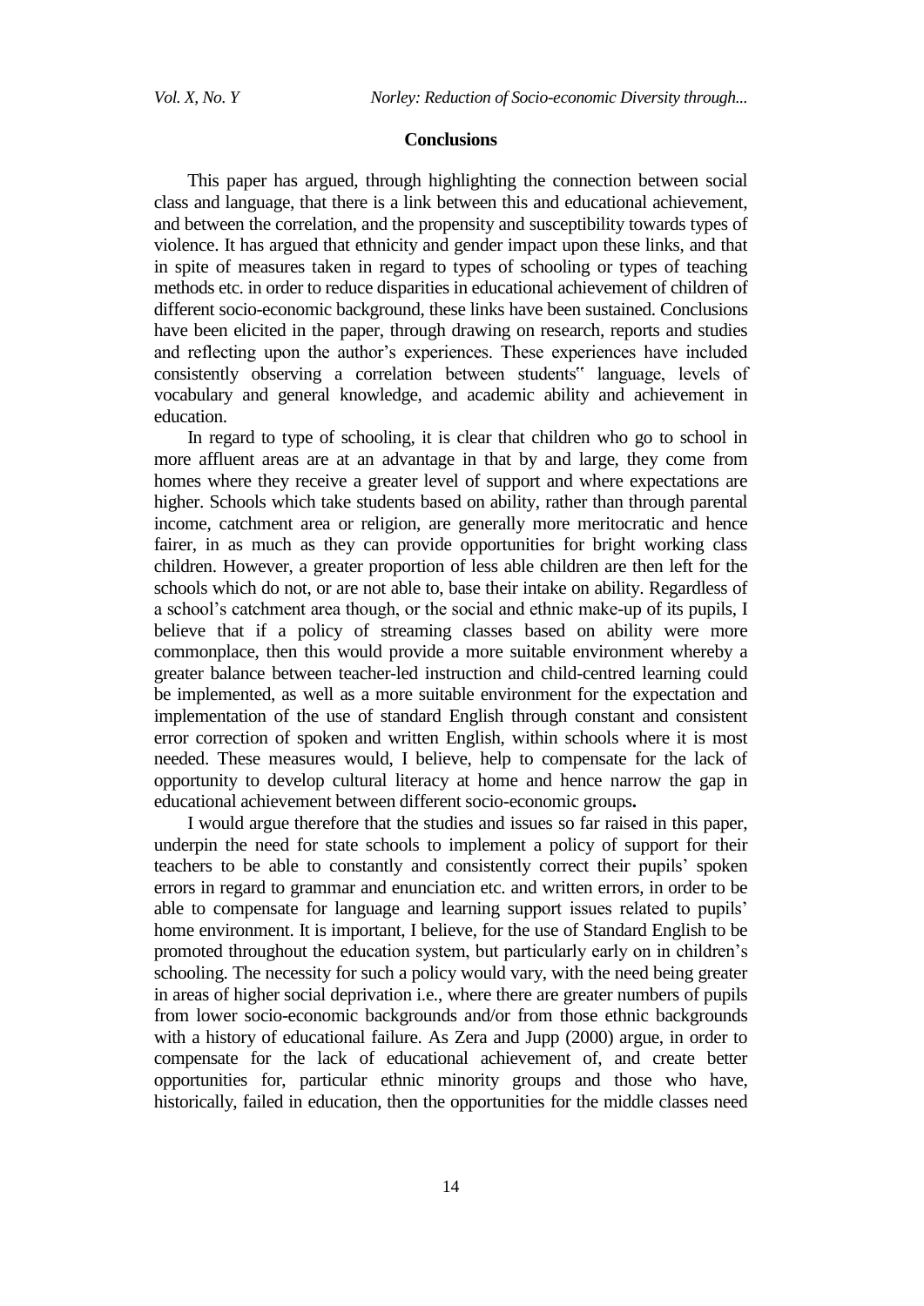## Conclusions

This paper has argued, through highlighting the connection between social class and language, that there is a link between this and educational achievement, and between the correlation, and the propensity and susceptibility towards types of violence. It has argued that ethnicity and gender impact upon these links, and that in spite of measures taken in regard to types of schooling or types of teaching methods etc. in order to reduce disparities in educational achievement of children of different socio-economic background, these links have been sustained. Conclusions have been elicited in the paper, through drawing on research, reports and studies and reflecting upon the author's experiences. These experiences have included consistently observing a correlation between students�even language, levels of vocabulary and general knowledge, and academic ability and achievement in education.

In regard to type of schooling, it is clear that children who go to school in more affluent areas are at an advantage in that by and large, they come from homes where they receive a greater level of support and where expectations are higher. Schools which take students based on ability, rather than through parental income, catchment area or religion, are generally more meritocratic and hence fairer, in as much as they can provide opportunities for bright working class children. However, a greater proportion of less able children are then left for the schools which do not, or are not able to, base their intake on ability. Regardless of a school's catchment area though, or the social and ethnic make-up of its pupils, I believe that if a policy of streaming classes based on ability were more commonplace, then this would provide a more suitable environment whereby a greater balance between teacher-led instruction and child-centred learning could be implemented, as well as a more suitable environment for the expectation and implementation of the use of standard English through constant and consistent error correction of spoken and written English, within schools where it is most needed. These measures would, I believe, help to compensate for the lack of opportunity to develop cultural literacy at home and hence narrow the gap in educational achievement between different socio-economic groups**.**

I would argue therefore that the studies and issues so far raised in this paper, underpin the need for state schools to implement a policy of support for their teachers to be able to constantly and consistently correct their pupils' spoken errors in regard to grammar and enunciation etc. and written errors, in order to be able to compensate for language and learning support issues related to pupils' home environment. It is important, I believe, for the use of Standard English to be promoted throughout the education system, but particularly early on in children's schooling. The necessity for such a policy would vary, with the need being greater in areas of higher social deprivation i.e., where there are greater numbers of pupils from lower socio-economic backgrounds and/or from those ethnic backgrounds with a history of educational failure. As Zera and Jupp (2000) argue, in order to compensate for the lack of educational achievement of, and create better opportunities for, particular ethnic minority groups and those who have, historically, failed in education, then the opportunities for the middle classes need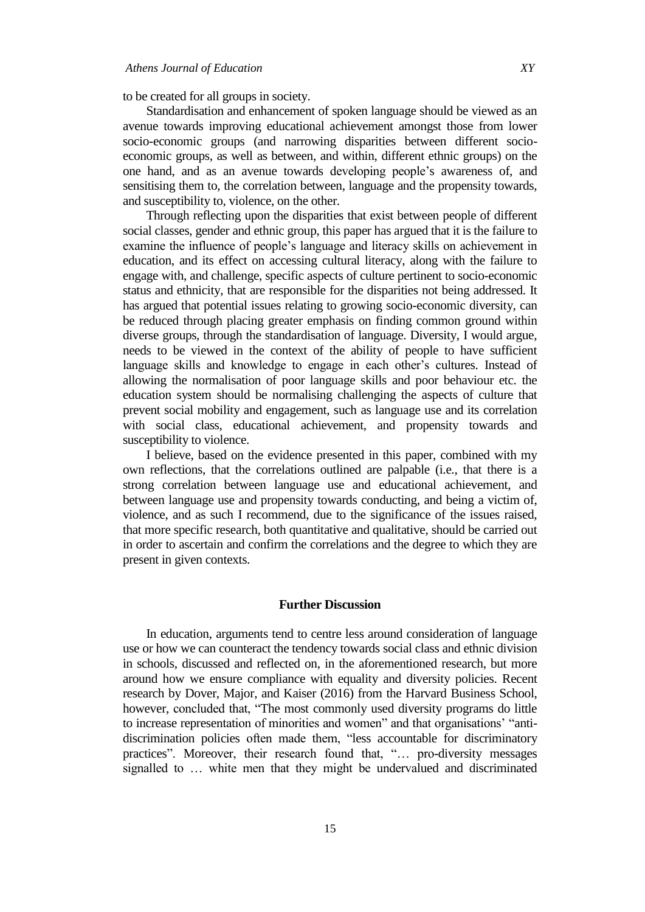to be created for all groups in society.

Standardisation and enhancement of spoken language should be viewed as an avenue towards improving educational achievement amongst those from lower socio-economic groups (and narrowing disparities between different socio-economic groups, as well as between, and within, different ethnic groups) on the one hand, and as an avenue towards developing people's awareness of, and sensitising them to, the correlation between, language and the propensity towards, and susceptibility to, violence, on the other.

Through reflecting upon the disparities that exist between people of different social classes, gender and ethnic group, this paper has argued that it is the failure to examine the influence of people's language and literacy skills on achievement in education, and its effect on accessing cultural literacy, along with the failure to engage with, and challenge, specific aspects of culture pertinent to socio-economic status and ethnicity, that are responsible for the disparities not being addressed. It has argued that potential issues relating to growing socio-economic diversity, can be reduced through placing greater emphasis on finding common ground within diverse groups, through the standardisation of language. Diversity, I would argue, needs to be viewed in the context of the ability of people to have sufficient language skills and knowledge to engage in each other's cultures. Instead of allowing the normalisation of poor language skills and poor behaviour etc. the education system should be normalising challenging the aspects of culture that prevent social mobility and engagement, such as language use and its correlation with social class, educational achievement, and propensity towards and susceptibility to violence.

I believe, based on the evidence presented in this paper, combined with my own reflections, that the correlations outlined are palpable (i.e., that there is a strong correlation between language use and educational achievement, and between language use and propensity towards conducting, and being a victim of, violence, and as such I recommend, due to the significance of the issues raised, that more specific research, both quantitative and qualitative, should be carried out in order to ascertain and confirm the correlations and the degree to which they are present in given contexts.

## Further Discussion

In education, arguments tend to centre less around consideration of language use or how we can counteract the tendency towards social class and ethnic division in schools, discussed and reflected on, in the aforementioned research, but more around how we ensure compliance with equality and diversity policies. Recent research by Dover, Major, and Kaiser (2016) from the Harvard Business School, however, concluded that, "The most commonly used diversity programs do little to increase representation of minorities and women" and that organisations' "anti-discrimination policies often made them, "less accountable for discriminatory practices". Moreover, their research found that, "… pro-diversity messages signalled to … white men that they might be undervalued and discriminated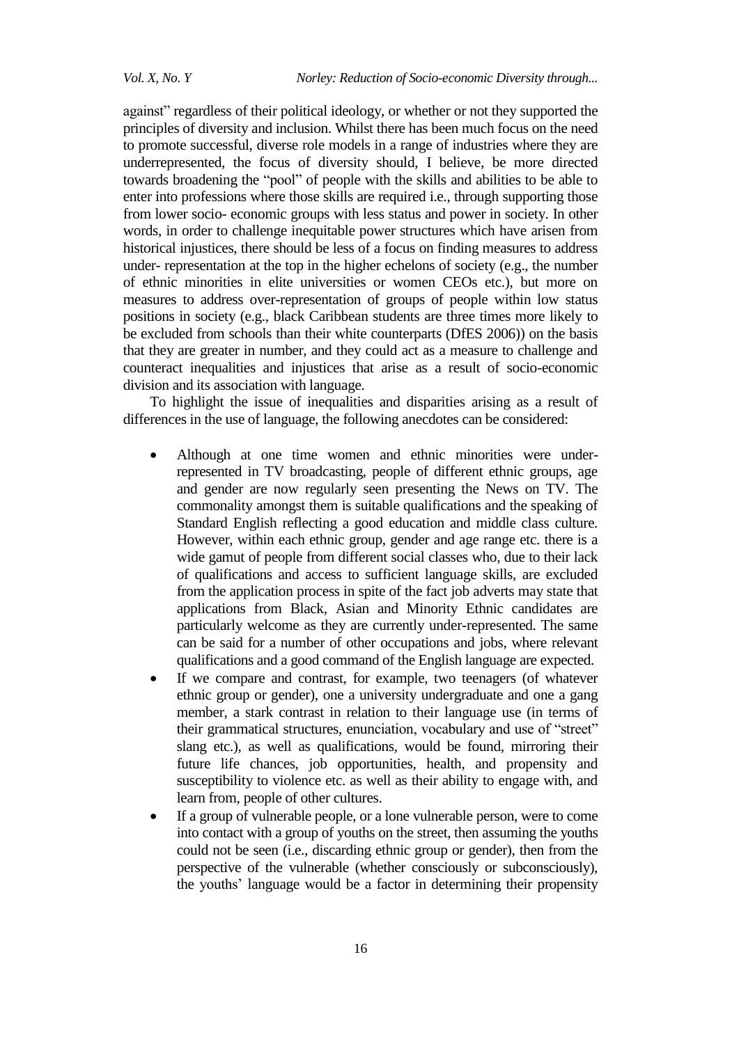against" regardless of their political ideology, or whether or not they supported the principles of diversity and inclusion. Whilst there has been much focus on the need to promote successful, diverse role models in a range of industries where they are underrepresented, the focus of diversity should, I believe, be more directed towards broadening the "pool" of people with the skills and abilities to be able to enter into professions where those skills are required i.e., through supporting those from lower socio- economic groups with less status and power in society. In other words, in order to challenge inequitable power structures which have arisen from historical injustices, there should be less of a focus on finding measures to address under- representation at the top in the higher echelons of society (e.g., the number of ethnic minorities in elite universities or women CEOs etc.), but more on measures to address over-representation of groups of people within low status positions in society (e.g., black Caribbean students are three times more likely to be excluded from schools than their white counterparts (DfES 2006)) on the basis that they are greater in number, and they could act as a measure to challenge and counteract inequalities and injustices that arise as a result of socio-economic division and its association with language.

To highlight the issue of inequalities and disparities arising as a result of differences in the use of language, the following anecdotes can be considered:

- Although at one time women and ethnic minorities were under-represented in TV broadcasting, people of different ethnic groups, age and gender are now regularly seen presenting the News on TV. The commonality amongst them is suitable qualifications and the speaking of Standard English reflecting a good education and middle class culture. However, within each ethnic group, gender and age range etc. there is a wide gamut of people from different social classes who, due to their lack of qualifications and access to sufficient language skills, are excluded from the application process in spite of the fact job adverts may state that applications from Black, Asian and Minority Ethnic candidates are particularly welcome as they are currently under-represented. The same can be said for a number of other occupations and jobs, where relevant qualifications and a good command of the English language are expected.
- If we compare and contrast, for example, two teenagers (of whatever ethnic group or gender), one a university undergraduate and one a gang member, a stark contrast in relation to their language use (in terms of their grammatical structures, enunciation, vocabulary and use of "street" slang etc.), as well as qualifications, would be found, mirroring their future life chances, job opportunities, health, and propensity and susceptibility to violence etc. as well as their ability to engage with, and learn from, people of other cultures.
- If a group of vulnerable people, or a lone vulnerable person, were to come into contact with a group of youths on the street, then assuming the youths could not be seen (i.e., discarding ethnic group or gender), then from the perspective of the vulnerable (whether consciously or subconsciously), the youths' language would be a factor in determining their propensity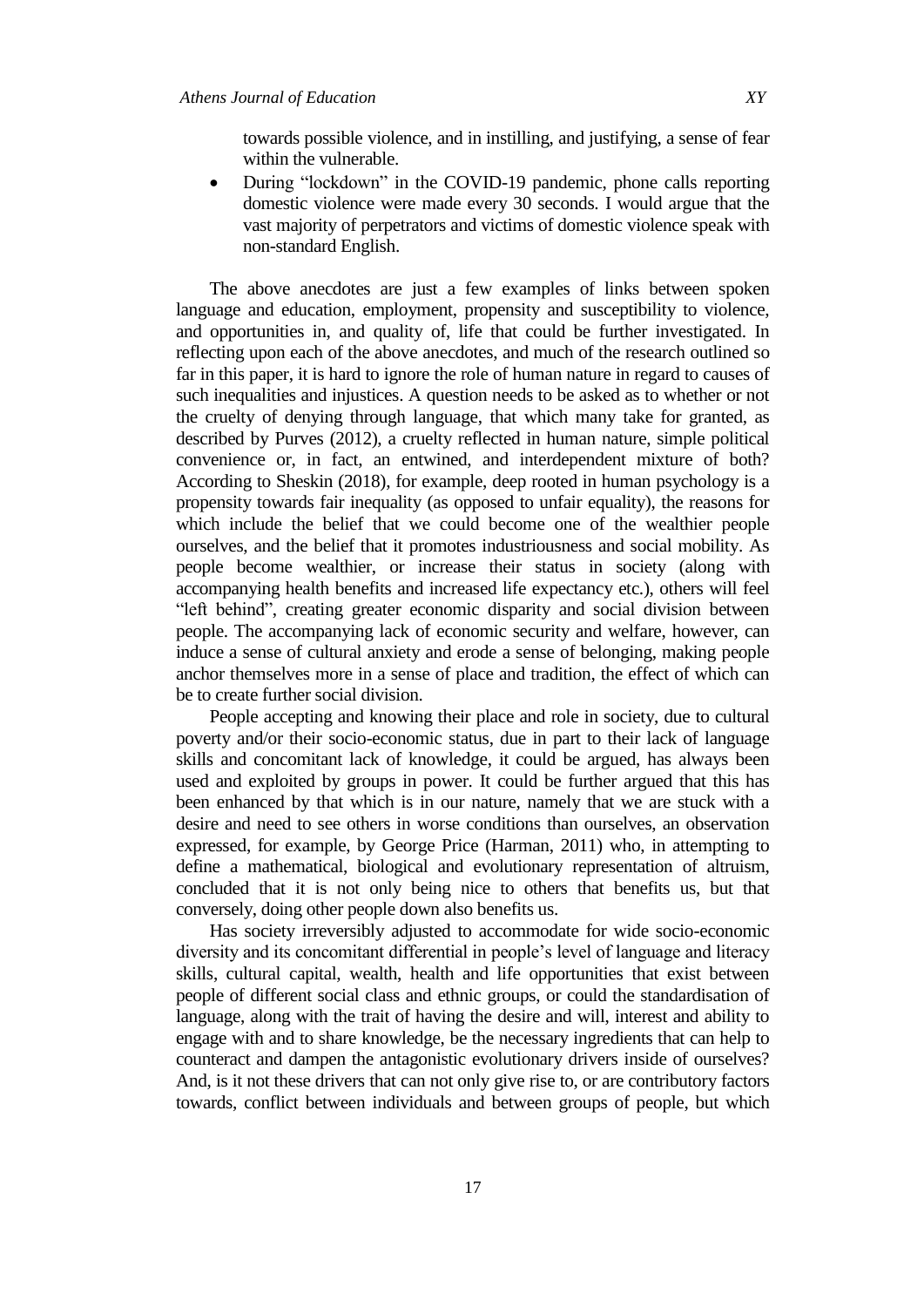towards possible violence, and in instilling, and justifying, a sense of fear within the vulnerable.

- During "lockdown" in the COVID-19 pandemic, phone calls reporting domestic violence were made every 30 seconds. I would argue that the vast majority of perpetrators and victims of domestic violence speak with non-standard English.

The above anecdotes are just a few examples of links between spoken language and education, employment, propensity and susceptibility to violence, and opportunities in, and quality of, life that could be further investigated. In reflecting upon each of the above anecdotes, and much of the research outlined so far in this paper, it is hard to ignore the role of human nature in regard to causes of such inequalities and injustices. A question needs to be asked as to whether or not the cruelty of denying through language, that which many take for granted, as described by Purves (2012), a cruelty reflected in human nature, simple political convenience or, in fact, an entwined, and interdependent mixture of both? According to Sheskin (2018), for example, deep rooted in human psychology is a propensity towards fair inequality (as opposed to unfair equality), the reasons for which include the belief that we could become one of the wealthier people ourselves, and the belief that it promotes industriousness and social mobility. As people become wealthier, or increase their status in society (along with accompanying health benefits and increased life expectancy etc.), others will feel "left behind", creating greater economic disparity and social division between people. The accompanying lack of economic security and welfare, however, can induce a sense of cultural anxiety and erode a sense of belonging, making people anchor themselves more in a sense of place and tradition, the effect of which can be to create further social division.

People accepting and knowing their place and role in society, due to cultural poverty and/or their socio-economic status, due in part to their lack of language skills and concomitant lack of knowledge, it could be argued, has always been used and exploited by groups in power. It could be further argued that this has been enhanced by that which is in our nature, namely that we are stuck with a desire and need to see others in worse conditions than ourselves, an observation expressed, for example, by George Price (Harman, 2011) who, in attempting to define a mathematical, biological and evolutionary representation of altruism, concluded that it is not only being nice to others that benefits us, but that conversely, doing other people down also benefits us.

Has society irreversibly adjusted to accommodate for wide socio-economic diversity and its concomitant differential in people's level of language and literacy skills, cultural capital, wealth, health and life opportunities that exist between people of different social class and ethnic groups, or could the standardisation of language, along with the trait of having the desire and will, interest and ability to engage with and to share knowledge, be the necessary ingredients that can help to counteract and dampen the antagonistic evolutionary drivers inside of ourselves? And, is it not these drivers that can not only give rise to, or are contributory factors towards, conflict between individuals and between groups of people, but which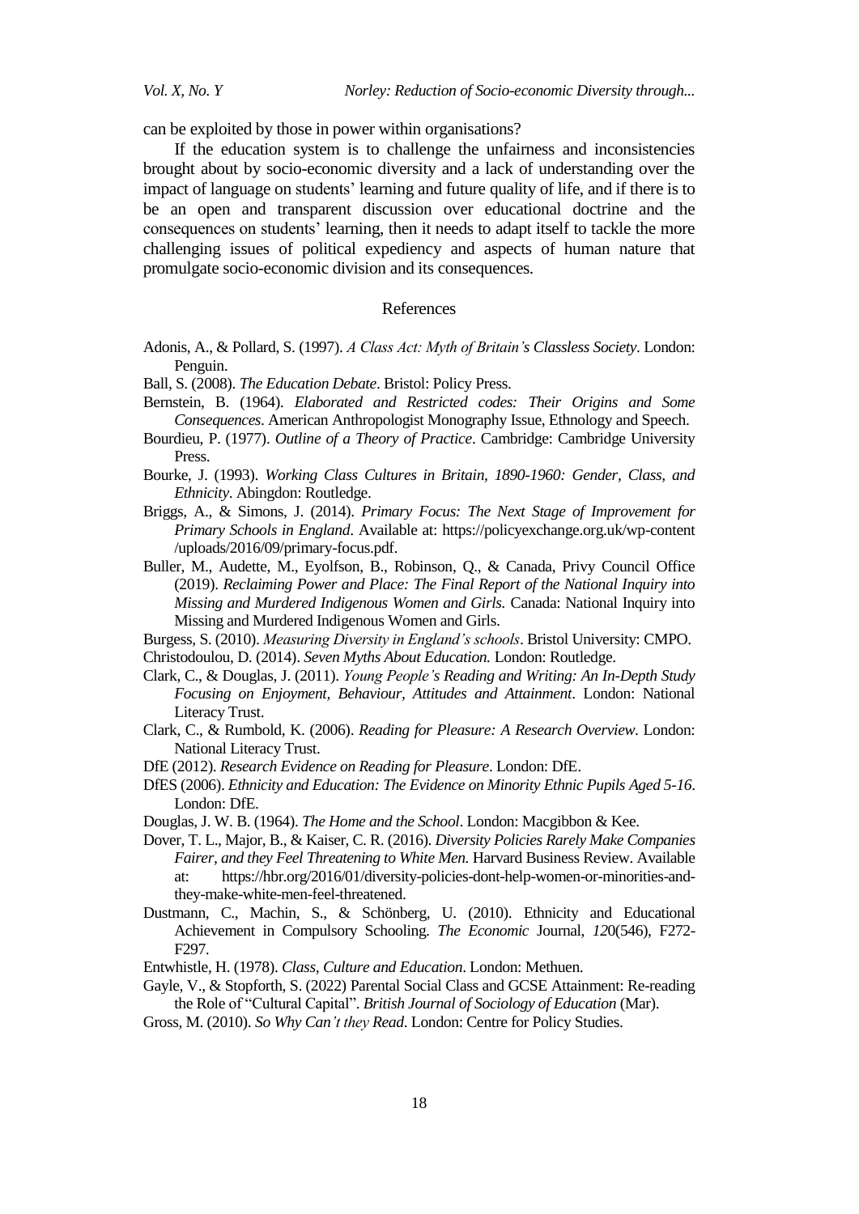can be exploited by those in power within organisations?

If the education system is to challenge the unfairness and inconsistencies brought about by socio-economic diversity and a lack of understanding over the impact of language on students' learning and future quality of life, and if there is to be an open and transparent discussion over educational doctrine and the consequences on students' learning, then it needs to adapt itself to tackle the more challenging issues of political expediency and aspects of human nature that promulgate socio-economic division and its consequences.

## References

Adonis, A., & Pollard, S. (1997). *A Class Act: Myth of Britain's Classless Society*. London: Penguin.

Ball, S. (2008). *The Education Debate*. Bristol: Policy Press.

Bernstein, B. (1964). *Elaborated and Restricted codes: Their Origins and Some Consequences*. American Anthropologist Monography Issue, Ethnology and Speech.

Bourdieu, P. (1977). *Outline of a Theory of Practice*. Cambridge: Cambridge University Press.

Bourke, J. (1993). *Working Class Cultures in Britain, 1890-1960: Gender, Class, and Ethnicity*. Abingdon: Routledge.

Briggs, A., & Simons, J. (2014). *Primary Focus: The Next Stage of Improvement for Primary Schools in England*. Available at: https://policyexchange.org.uk/wp-content /uploads/2016/09/primary-focus.pdf.

Buller, M., Audette, M., Eyolfson, B., Robinson, Q., & Canada, Privy Council Office (2019). *Reclaiming Power and Place: The Final Report of the National Inquiry into Missing and Murdered Indigenous Women and Girls.* Canada: National Inquiry into Missing and Murdered Indigenous Women and Girls.

Burgess, S. (2010). *Measuring Diversity in England's schools*. Bristol University: CMPO.

Christodoulou, D. (2014). *Seven Myths About Education.* London: Routledge.

Clark, C., & Douglas, J. (2011). *Young People's Reading and Writing: An In-Depth Study Focusing on Enjoyment, Behaviour, Attitudes and Attainment*. London: National Literacy Trust.

Clark, C., & Rumbold, K. (2006). *Reading for Pleasure: A Research Overview*. London: National Literacy Trust.

DfE (2012). *Research Evidence on Reading for Pleasure*. London: DfE.

DfES (2006). *Ethnicity and Education: The Evidence on Minority Ethnic Pupils Aged 5-16*. London: DfE.

Douglas, J. W. B. (1964). *The Home and the School*. London: Macgibbon & Kee.

Dover, T. L., Major, B., & Kaiser, C. R. (2016). *Diversity Policies Rarely Make Companies Fairer, and they Feel Threatening to White Men.* Harvard Business Review. Available at: https://hbr.org/2016/01/diversity-policies-dont-help-women-or-minorities-and-they-make-white-men-feel-threatened.

Dustmann, C., Machin, S., & Schönberg, U. (2010). Ethnicity and Educational Achievement in Compulsory Schooling. *The Economic* Journal, *120*(546), F272-F297.

Entwhistle, H. (1978). *Class, Culture and Education*. London: Methuen.

Gayle, V., & Stopforth, S. (2022) Parental Social Class and GCSE Attainment: Re-reading the Role of "Cultural Capital". *British Journal of Sociology of Education* (Mar).

Gross, M. (2010). *So Why Can't they Read*. London: Centre for Policy Studies.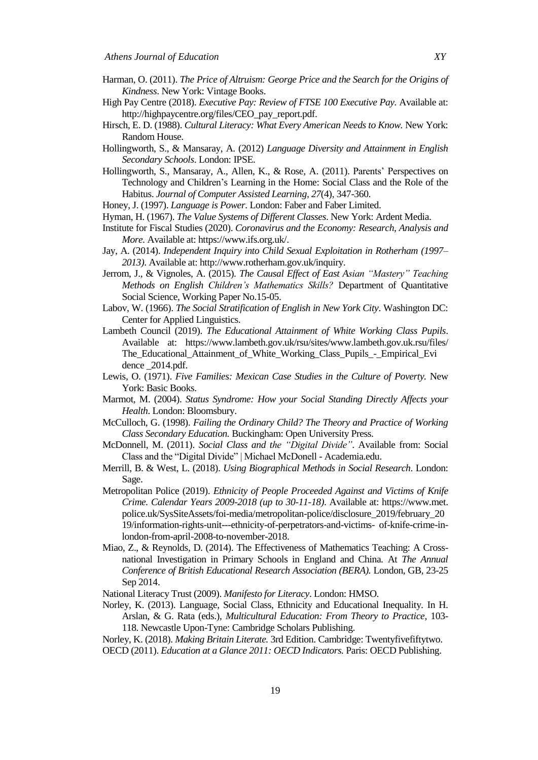Harman, O. (2011). *The Price of Altruism: George Price and the Search for the Origins of Kindness*. New York: Vintage Books.

High Pay Centre (2018). *Executive Pay: Review of FTSE 100 Executive Pay*. Available at: http://highpaycentre.org/files/CEO_pay_report.pdf.

Hirsch, E. D. (1988). *Cultural Literacy: What Every American Needs to Know.* New York: Random House.

Hollingworth, S., & Mansaray, A. (2012) *Language Diversity and Attainment in English Secondary Schools*. London: IPSE.

Hollingworth, S., Mansaray, A., Allen, K., & Rose, A. (2011). Parents' Perspectives on Technology and Children's Learning in the Home: Social Class and the Role of the Habitus. *Journal of Computer Assisted Learning*, *27*(4), 347-360.

Honey, J. (1997). *Language is Power*. London: Faber and Faber Limited.

Hyman, H. (1967). *The Value Systems of Different Classes*. New York: Ardent Media.

Institute for Fiscal Studies (2020). *Coronavirus and the Economy: Research, Analysis and More*. Available at: https://www.ifs.org.uk/.

Jay, A. (2014). *Independent Inquiry into Child Sexual Exploitation in Rotherham (1997–2013)*. Available at: http://www.rotherham.gov.uk/inquiry.

Jerrom, J., & Vignoles, A. (2015). *The Causal Effect of East Asian "Mastery" Teaching Methods on English Children's Mathematics Skills?* Department of Quantitative Social Science, Working Paper No.15-05.

Labov, W. (1966). *The Social Stratification of English in New York City*. Washington DC: Center for Applied Linguistics.

Lambeth Council (2019). *The Educational Attainment of White Working Class Pupils*. Available at: https://www.lambeth.gov.uk/rsu/sites/www.lambeth.gov.uk.rsu/files/The_Educational_Attainment_of_White_Working_Class_Pupils_-_Empirical_Evidence _2014.pdf.

Lewis, O. (1971). *Five Families: Mexican Case Studies in the Culture of Poverty.* New York: Basic Books.

Marmot, M. (2004). *Status Syndrome: How your Social Standing Directly Affects your Health*. London: Bloomsbury.

McCulloch, G. (1998). *Failing the Ordinary Child? The Theory and Practice of Working Class Secondary Education.* Buckingham: Open University Press.

McDonnell, M. (2011). *Social Class and the "Digital Divide"*. Available from: Social Class and the "Digital Divide" | Michael McDonell - Academia.edu.

Merrill, B. & West, L. (2018). *Using Biographical Methods in Social Research*. London: Sage.

Metropolitan Police (2019). *Ethnicity of People Proceeded Against and Victims of Knife Crime. Calendar Years 2009-2018 (up to 30-11-18)*. Available at: https://www.met.police.uk/SysSiteAssets/foi-media/metropolitan-police/disclosure_2019/february_2019/information-rights-unit---ethnicity-of-perpetrators-and-victims- of-knife-crime-in-london-from-april-2008-to-november-2018.

Miao, Z., & Reynolds, D. (2014). The Effectiveness of Mathematics Teaching: A Cross-national Investigation in Primary Schools in England and China. At *The Annual Conference of British Educational Research Association (BERA).* London, GB, 23-25 Sep 2014.

National Literacy Trust (2009). *Manifesto for Literacy*. London: HMSO.

Norley, K. (2013). Language, Social Class, Ethnicity and Educational Inequality. In H. Arslan, & G. Rata (eds.), *Multicultural Education: From Theory to Practice,* 103-118. Newcastle Upon-Tyne: Cambridge Scholars Publishing.

Norley, K. (2018). *Making Britain Literate.* 3rd Edition. Cambridge: Twentyfivefiftytwo.

OECD (2011). *Education at a Glance 2011: OECD Indicators.* Paris: OECD Publishing.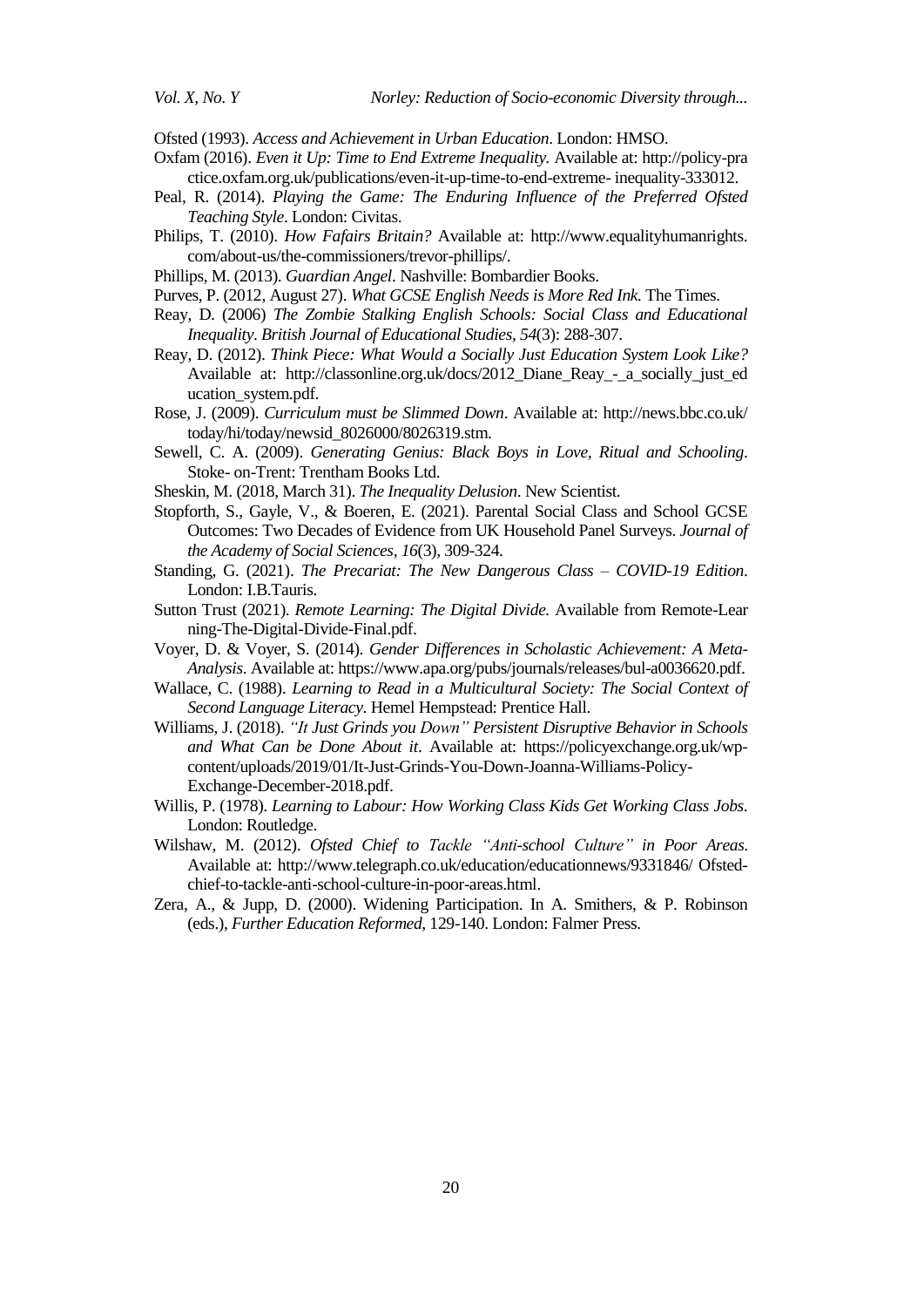Ofsted (1993). *Access and Achievement in Urban Education*. London: HMSO.

Oxfam (2016). *Even it Up: Time to End Extreme Inequality.* Available at: http://policy-practice.oxfam.org.uk/publications/even-it-up-time-to-end-extreme- inequality-333012.

Peal, R. (2014). *Playing the Game: The Enduring Influence of the Preferred Ofsted Teaching Style*. London: Civitas.

Philips, T. (2010). *How Fafairs Britain?* Available at: http://www.equalityhumanrights.com/about-us/the-commissioners/trevor-phillips/.

Phillips, M. (2013). *Guardian Angel*. Nashville: Bombardier Books.

Purves, P. (2012, August 27). *What GCSE English Needs is More Red Ink.* The Times.

Reay, D. (2006) *The Zombie Stalking English Schools: Social Class and Educational Inequality*. *British Journal of Educational Studies*, *54*(3): 288-307.

Reay, D. (2012). *Think Piece: What Would a Socially Just Education System Look Like?* Available at: http://classonline.org.uk/docs/2012_Diane_Reay_-_a_socially_just_education_system.pdf.

Rose, J. (2009). *Curriculum must be Slimmed Down*. Available at: http://news.bbc.co.uk/today/hi/today/newsid_8026000/8026319.stm.

Sewell, C. A. (2009). *Generating Genius: Black Boys in Love, Ritual and Schooling*. Stoke- on-Trent: Trentham Books Ltd.

Sheskin, M. (2018, March 31). *The Inequality Delusion*. New Scientist.

Stopforth, S., Gayle, V., & Boeren, E. (2021). Parental Social Class and School GCSE Outcomes: Two Decades of Evidence from UK Household Panel Surveys. *Journal of the Academy of Social Sciences*, *16*(3), 309-324.

Standing, G. (2021). *The Precariat: The New Dangerous Class – COVID-19 Edition*. London: I.B.Tauris.

Sutton Trust (2021). *Remote Learning: The Digital Divide.* Available from Remote-Learning-The-Digital-Divide-Final.pdf.

Voyer, D. & Voyer, S. (2014). *Gender Differences in Scholastic Achievement: A Meta-Analysis*. Available at: https://www.apa.org/pubs/journals/releases/bul-a0036620.pdf.

Wallace, C. (1988). *Learning to Read in a Multicultural Society: The Social Context of Second Language Literacy*. Hemel Hempstead: Prentice Hall.

Williams, J. (2018). *"It Just Grinds you Down" Persistent Disruptive Behavior in Schools and What Can be Done About it*. Available at: https://policyexchange.org.uk/wp-content/uploads/2019/01/It-Just-Grinds-You-Down-Joanna-Williams-Policy-Exchange-December-2018.pdf.

Willis, P. (1978). *Learning to Labour: How Working Class Kids Get Working Class Jobs*. London: Routledge.

Wilshaw, M. (2012). *Ofsted Chief to Tackle "Anti-school Culture" in Poor Areas*. Available at: http://www.telegraph.co.uk/education/educationnews/9331846/ Ofsted-chief-to-tackle-anti-school-culture-in-poor-areas.html.

Zera, A., & Jupp, D. (2000). Widening Participation. In A. Smithers, & P. Robinson (eds.), *Further Education Reformed*, 129-140. London: Falmer Press.